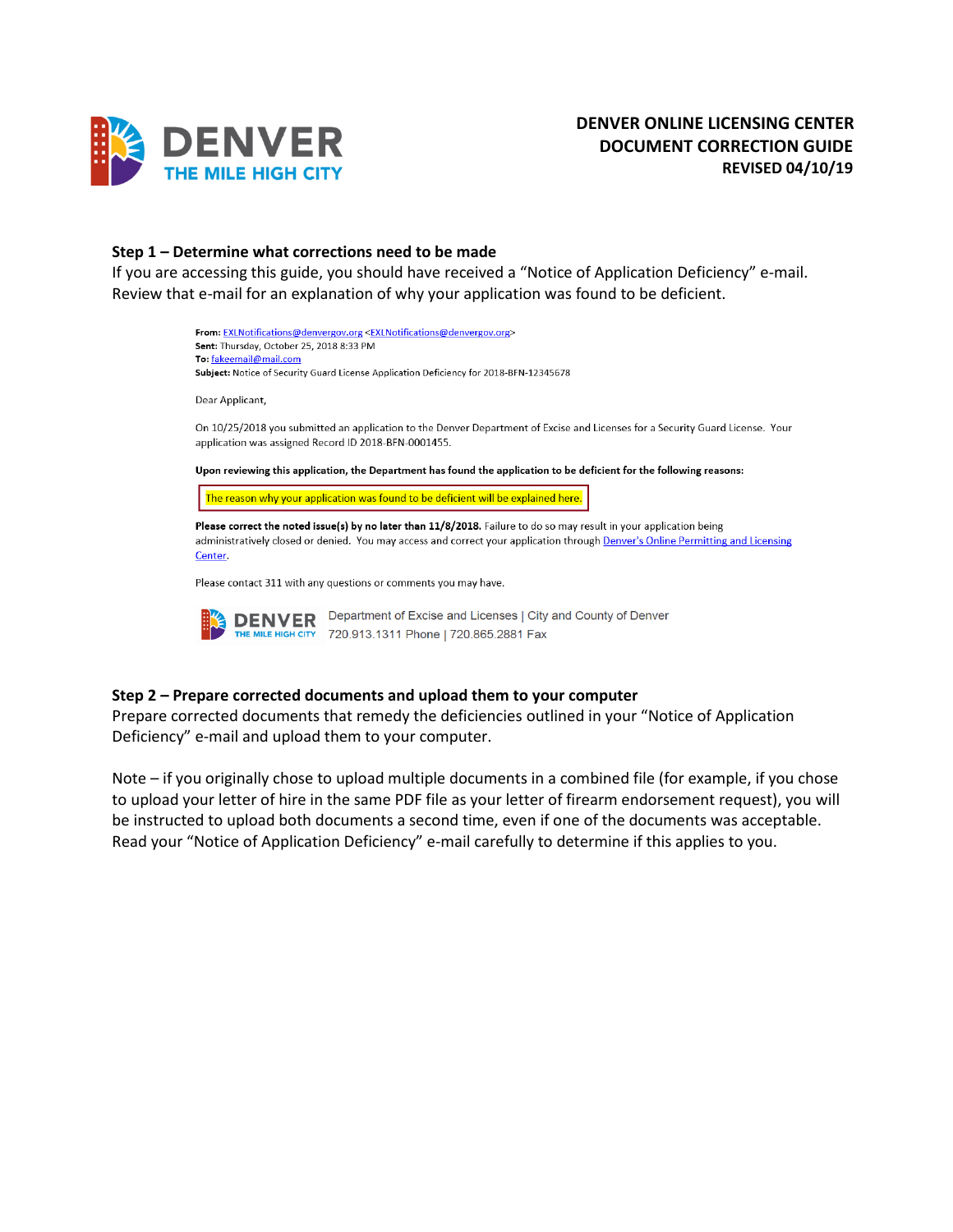DENVER
THE MILE HIGH CITY

# DENVER ONLINE LICENSING CENTER
# DOCUMENT CORRECTION GUIDE
**REVISED 04/10/19**

## Step 1 – Determine what corrections need to be made

If you are accessing this guide, you should have received a "Notice of Application Deficiency" e-mail. Review that e-mail for an explanation of why your application was found to be deficient.

**From:** EXLNotifications@denvergov.org <EXLNotifications@denvergov.org>
**Sent:** Thursday, October 25, 2018 8:33 PM
**To:** fakeemail@mail.com
**Subject:** Notice of Security Guard License Application Deficiency for 2018-BFN-12345678

Dear Applicant,

On 10/25/2018 you submitted an application to the Denver Department of Excise and Licenses for a Security Guard License. Your application was assigned Record ID 2018-BFN-0001455.

**Upon reviewing this application, the Department has found the application to be deficient for the following reasons:**

The reason why your application was found to be deficient will be explained here.

**Please correct the noted issue(s) by no later than 11/8/2018.** Failure to do so may result in your application being administratively closed or denied. You may access and correct your application through Denver's Online Permitting and Licensing Center.

Please contact 311 with any questions or comments you may have.

DENVER THE MILE HIGH CITY Department of Excise and Licenses | City and County of Denver
720.913.1311 Phone | 720.865.2881 Fax

## Step 2 – Prepare corrected documents and upload them to your computer

Prepare corrected documents that remedy the deficiencies outlined in your "Notice of Application Deficiency" e-mail and upload them to your computer.

Note – if you originally chose to upload multiple documents in a combined file (for example, if you chose to upload your letter of hire in the same PDF file as your letter of firearm endorsement request), you will be instructed to upload both documents a second time, even if one of the documents was acceptable. Read your "Notice of Application Deficiency" e-mail carefully to determine if this applies to you.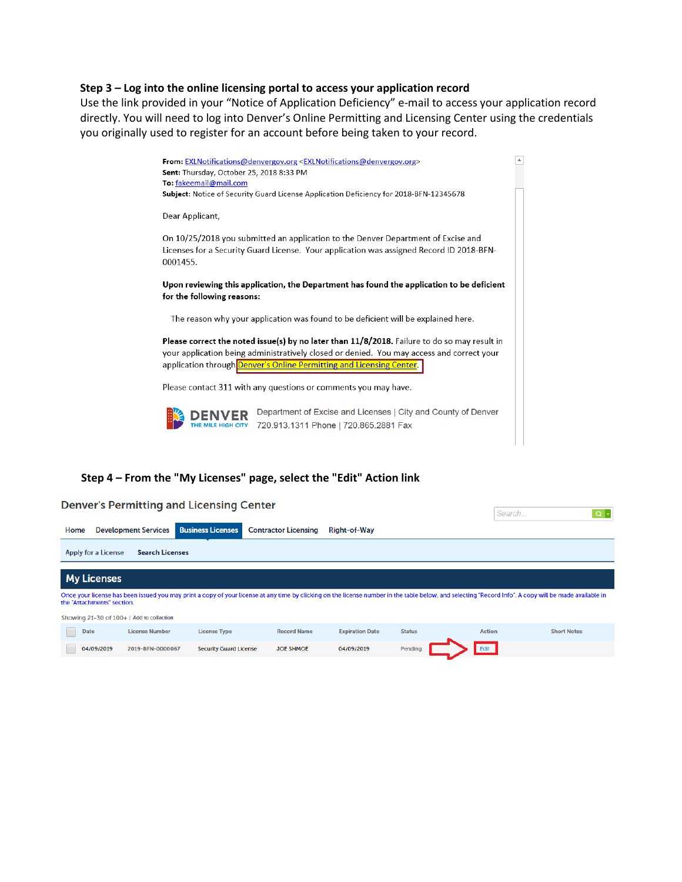**Step 3 – Log into the online licensing portal to access your application record**

Use the link provided in your "Notice of Application Deficiency" e-mail to access your application record directly. You will need to log into Denver's Online Permitting and Licensing Center using the credentials you originally used to register for an account before being taken to your record.

**From:** EXLNotifications@denvergov.org <EXLNotifications@denvergov.org>
**Sent:** Thursday, October 25, 2018 8:33 PM
**To:** fakeemail@mail.com
**Subject:** Notice of Security Guard License Application Deficiency for 2018-BFN-12345678

Dear Applicant,

On 10/25/2018 you submitted an application to the Denver Department of Excise and Licenses for a Security Guard License. Your application was assigned Record ID 2018-BFN-0001455.

**Upon reviewing this application, the Department has found the application to be deficient for the following reasons:**

The reason why your application was found to be deficient will be explained here.

**Please correct the noted issue(s) by no later than 11/8/2018.** Failure to do so may result in your application being administratively closed or denied. You may access and correct your application through Denver's Online Permitting and Licensing Center.

Please contact 311 with any questions or comments you may have.

DENVER THE MILE HIGH CITY
Department of Excise and Licenses | City and County of Denver
720.913.1311 Phone | 720.865.2881 Fax

**Step 4 – From the "My Licenses" page, select the "Edit" Action link**

Denver's Permitting and Licensing Center

Home | Development Services | Business Licenses | Contractor Licensing | Right-of-Way

Apply for a License | Search Licenses

**My Licenses**

Once your license has been issued you may print a copy of your license at any time by clicking on the license number in the table below, and selecting "Record Info". A copy will be made available in the "Attachments" section.

Showing 21-30 of 100+ | Add to collection

| Date | License Number | License Type | Record Name | Expiration Date | Status | Action | Short Notes |
|---|---|---|---|---|---|---|---|
| 04/09/2019 | 2019-BFN-0000067 | Security Guard License | JOE SHMOE | 04/09/2019 | Pending | Edit | |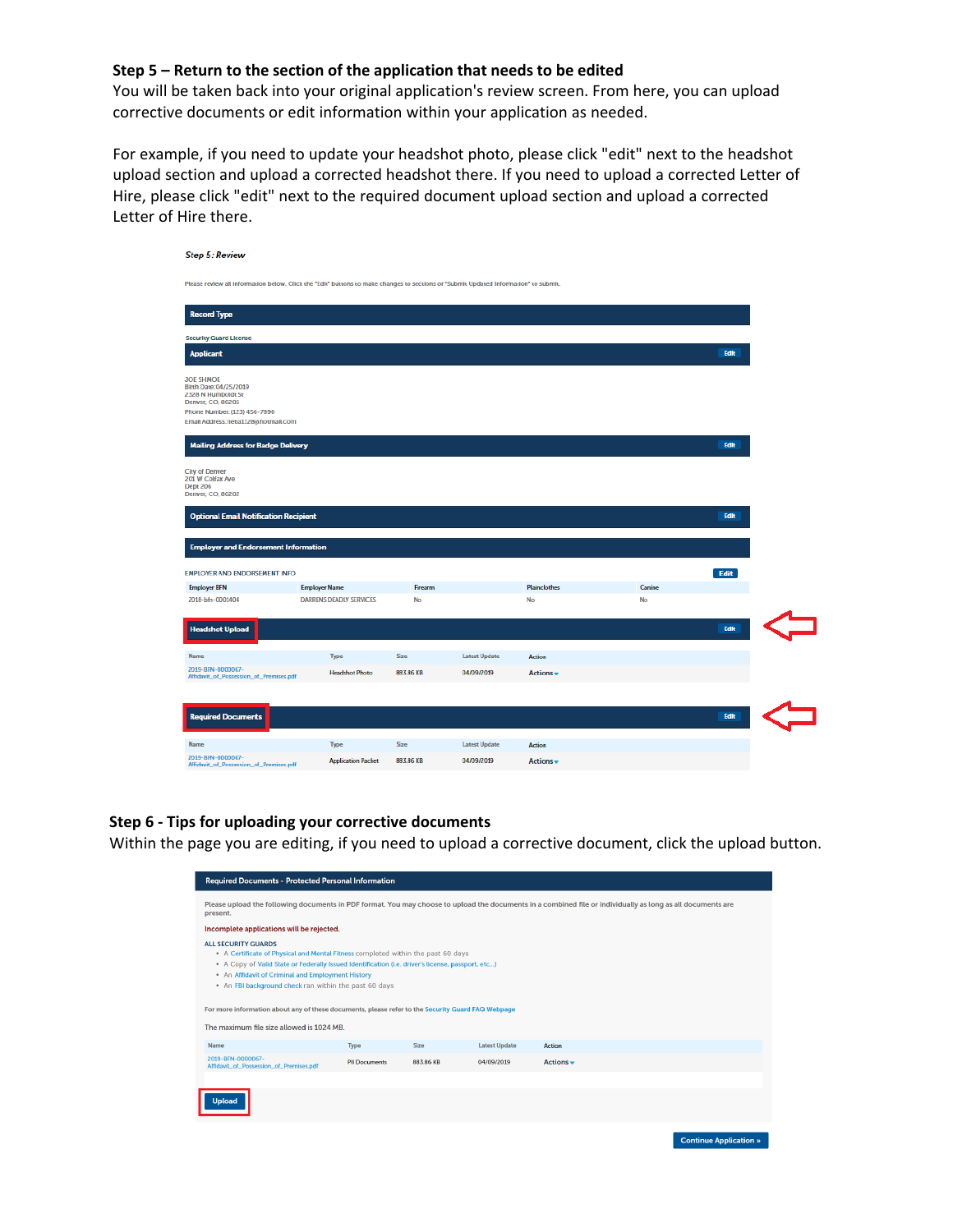## Step 5 – Return to the section of the application that needs to be edited

You will be taken back into your original application's review screen. From here, you can upload corrective documents or edit information within your application as needed.

For example, if you need to update your headshot photo, please click "edit" next to the headshot upload section and upload a corrected headshot there. If you need to upload a corrected Letter of Hire, please click "edit" next to the required document upload section and upload a corrected Letter of Hire there.

*Step 5: Review*

Please review all information below. Click the "Edit" buttons to make changes to sections or "Submit Updated Information" to submit.

**Record Type**

Security Guard License

**Applicant** Edit

JOE SHMOE
Birth Date:04/25/2019
2328 N Humboldt St
Denver, CO, 80205
Phone Number: (123) 456-7890
Email Address: nella1128@hotmail.com

**Mailing Address for Badge Delivery** Edit

City of Denver
201 W Colfax Ave
Dept 206
Denver, CO, 80202

**Optional Email Notification Recipient** Edit

**Employer and Endorsement Information**

EMPLOYER AND ENDORSEMENT INFO Edit

| Employer BFN | Employer Name | Firearm | Plainclothes | Canine |
|---|---|---|---|---|
| 2018-bfn-0001404 | DARRENS DEADLY SERVICES | No | No | No |

**Headshot Upload** Edit

| Name | Type | Size | Latest Update | Action |
|---|---|---|---|---|
| 2019-BFN-0003067-Affidavit_of_Possession_of_Premises.pdf | Headshot Photo | 883.86 KB | 04/09/2019 | Actions |

**Required Documents** Edit

| Name | Type | Size | Latest Update | Action |
|---|---|---|---|---|
| 2019-BFN-0003067-Affidavit_of_Possession_of_Premises.pdf | Application Packet | 883.86 KB | 04/09/2019 | Actions |

## Step 6 - Tips for uploading your corrective documents

Within the page you are editing, if you need to upload a corrective document, click the upload button.

**Required Documents - Protected Personal Information**

Please upload the following documents in PDF format. You may choose to upload the documents in a combined file or individually as long as all documents are present.

Incomplete applications will be rejected.

ALL SECURITY GUARDS

- A Certificate of Physical and Mental Fitness completed within the past 60 days
- A Copy of Valid State or Federally Issued Identification (i.e. driver's license, passport, etc..)
- An Affidavit of Criminal and Employment History
- An FBI background check ran within the past 60 days

For more information about any of these documents, please refer to the Security Guard FAQ Webpage

The maximum file size allowed is 1024 MB.

| Name | Type | Size | Latest Update | Action |
|---|---|---|---|---|
| 2019-BFN-0000067-Affidavit_of_Possession_of_Premises.pdf | PII Documents | 883.86 KB | 04/09/2019 | Actions |

Upload

Continue Application »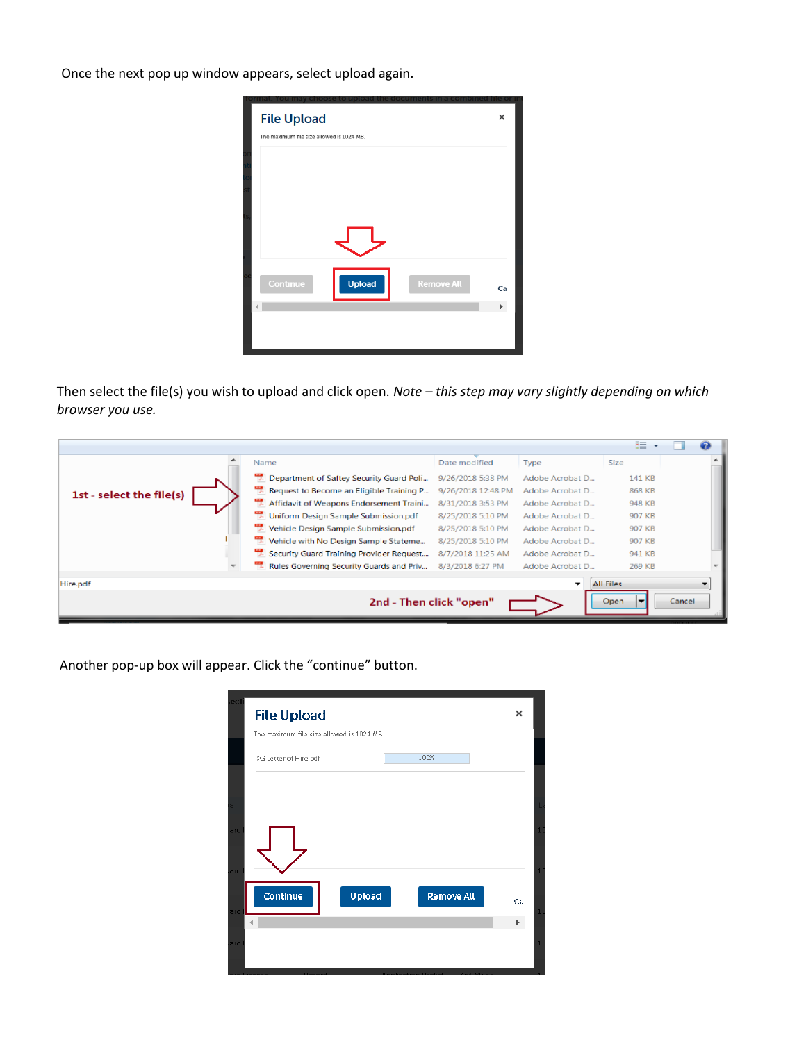Once the next pop up window appears, select upload again.

Then select the file(s) you wish to upload and click open. *Note – this step may vary slightly depending on which browser you use.*

Another pop-up box will appear. Click the "continue" button.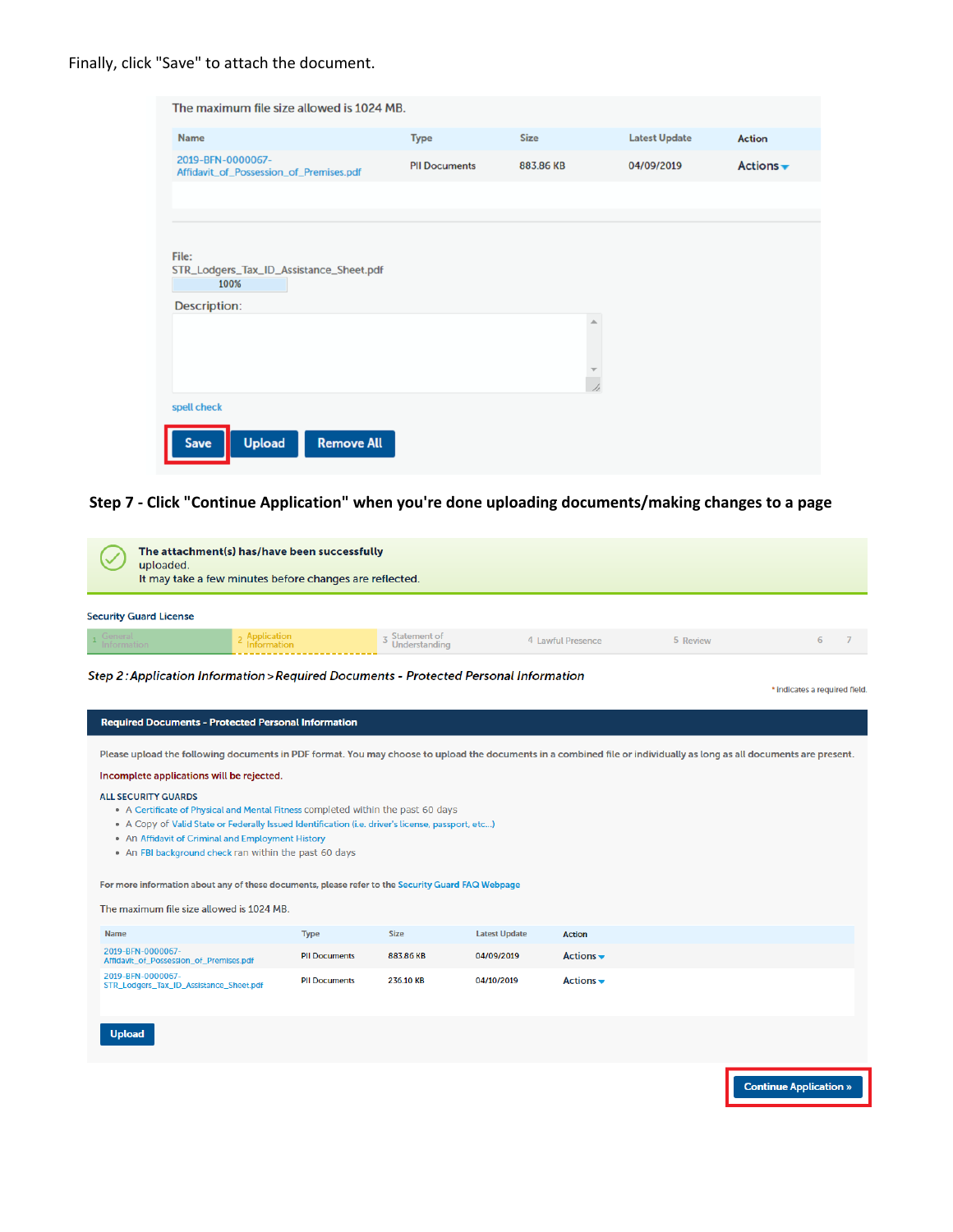Finally, click "Save" to attach the document.

The maximum file size allowed is 1024 MB.

| Name | Type | Size | Latest Update | Action |
|---|---|---|---|---|
| 2019-BFN-0000067-Affidavit_of_Possession_of_Premises.pdf | PII Documents | 883.86 KB | 04/09/2019 | Actions |

File:
STR_Lodgers_Tax_ID_Assistance_Sheet.pdf
100%

Description:

spell check

Save | Upload | Remove All

### Step 7 - Click "Continue Application" when you're done uploading documents/making changes to a page

The attachment(s) has/have been successfully uploaded.
It may take a few minutes before changes are reflected.

Security Guard License

1 General Information | 2 Application Information | 3 Statement of Understanding | 4 Lawful Presence | 5 Review | 6 | 7

*Step 2 : Application Information > Required Documents - Protected Personal Information*

\* indicates a required field.

**Required Documents - Protected Personal Information**

Please upload the following documents in PDF format. You may choose to upload the documents in a combined file or individually as long as all documents are present.

Incomplete applications will be rejected.

ALL SECURITY GUARDS

- A Certificate of Physical and Mental Fitness completed within the past 60 days
- A Copy of Valid State or Federally Issued Identification (i.e. driver's license, passport, etc...)
- An Affidavit of Criminal and Employment History
- An FBI background check ran within the past 60 days

For more information about any of these documents, please refer to the Security Guard FAQ Webpage

The maximum file size allowed is 1024 MB.

| Name | Type | Size | Latest Update | Action |
|---|---|---|---|---|
| 2019-BFN-0000067-Affidavit_of_Possession_of_Premises.pdf | PII Documents | 883.86 KB | 04/09/2019 | Actions |
| 2019-BFN-0000067-STR_Lodgers_Tax_ID_Assistance_Sheet.pdf | PII Documents | 236.10 KB | 04/10/2019 | Actions |

Upload

Continue Application »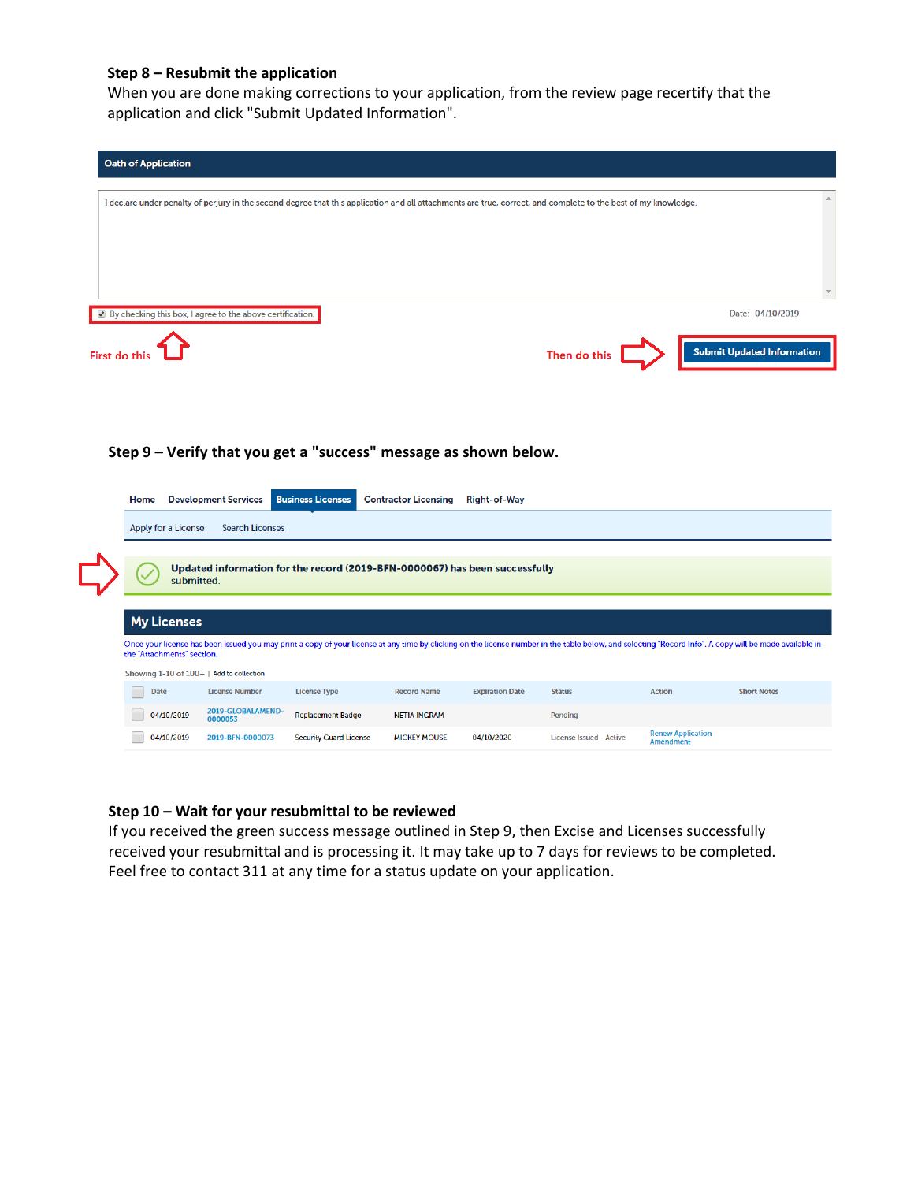**Step 8 – Resubmit the application**

When you are done making corrections to your application, from the review page recertify that the application and click "Submit Updated Information".

Oath of Application

I declare under penalty of perjury in the second degree that this application and all attachments are true, correct, and complete to the best of my knowledge.

By checking this box, I agree to the above certification.

Date: 04/10/2019

First do this

Then do this

Submit Updated Information

**Step 9 – Verify that you get a "success" message as shown below.**

Home Development Services Business Licenses Contractor Licensing Right-of-Way

Apply for a License Search Licenses

**Updated information for the record (2019-BFN-0000067) has been successfully** submitted.

**My Licenses**

Once your license has been issued you may print a copy of your license at any time by clicking on the license number in the table below, and selecting "Record Info". A copy will be made available in the "Attachments" section.

Showing 1-10 of 100+ | Add to collection

| Date | License Number | License Type | Record Name | Expiration Date | Status | Action | Short Notes |
|---|---|---|---|---|---|---|---|
| 04/10/2019 | 2019-GLOBALAMEND-0000053 | Replacement Badge | NETIA INGRAM | | Pending | | |
| 04/10/2019 | 2019-BFN-0000073 | Security Guard License | MICKEY MOUSE | 04/10/2020 | License Issued - Active | Renew Application Amendment | |

**Step 10 – Wait for your resubmittal to be reviewed**

If you received the green success message outlined in Step 9, then Excise and Licenses successfully received your resubmittal and is processing it. It may take up to 7 days for reviews to be completed. Feel free to contact 311 at any time for a status update on your application.